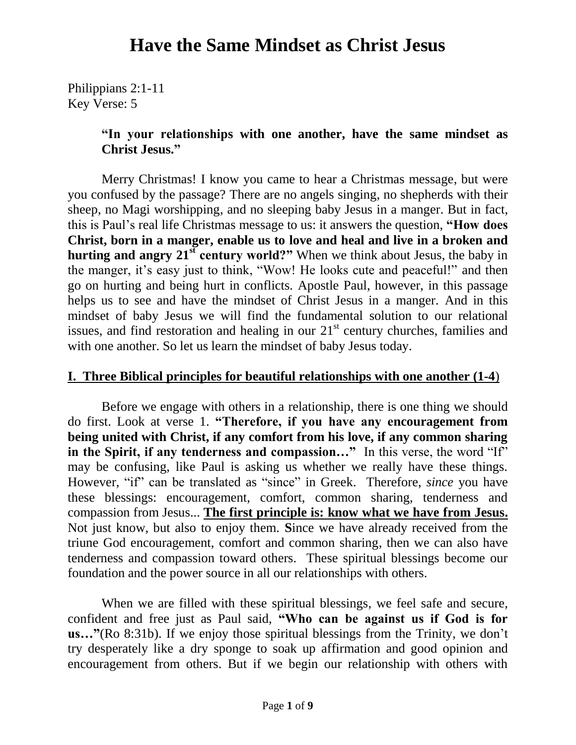# Have the Same Mindset as Christ Jesus

Philippians 2:1-11
Key Verse: 5

> **"In your relationships with one another, have the same mindset as Christ Jesus."**

Merry Christmas! I know you came to hear a Christmas message, but were you confused by the passage? There are no angels singing, no shepherds with their sheep, no Magi worshipping, and no sleeping baby Jesus in a manger. But in fact, this is Paul's real life Christmas message to us: it answers the question, **"How does Christ, born in a manger, enable us to love and heal and live in a broken and hurting and angry 21st century world?"** When we think about Jesus, the baby in the manger, it's easy just to think, "Wow! He looks cute and peaceful!" and then go on hurting and being hurt in conflicts. Apostle Paul, however, in this passage helps us to see and have the mindset of Christ Jesus in a manger. And in this mindset of baby Jesus we will find the fundamental solution to our relational issues, and find restoration and healing in our 21st century churches, families and with one another. So let us learn the mindset of baby Jesus today.

## I. Three Biblical principles for beautiful relationships with one another (1-4)

Before we engage with others in a relationship, there is one thing we should do first. Look at verse 1. **"Therefore, if you have any encouragement from being united with Christ, if any comfort from his love, if any common sharing in the Spirit, if any tenderness and compassion…"** In this verse, the word "If" may be confusing, like Paul is asking us whether we really have these things. However, "if" can be translated as "since" in Greek. Therefore, *since* you have these blessings: encouragement, comfort, common sharing, tenderness and compassion from Jesus... **<u>The first principle is: know what we have from Jesus.</u>** Not just know, but also to enjoy them. **S**ince we have already received from the triune God encouragement, comfort and common sharing, then we can also have tenderness and compassion toward others. These spiritual blessings become our foundation and the power source in all our relationships with others.

When we are filled with these spiritual blessings, we feel safe and secure, confident and free just as Paul said, **"Who can be against us if God is for us…"**(Ro 8:31b). If we enjoy those spiritual blessings from the Trinity, we don't try desperately like a dry sponge to soak up affirmation and good opinion and encouragement from others. But if we begin our relationship with others with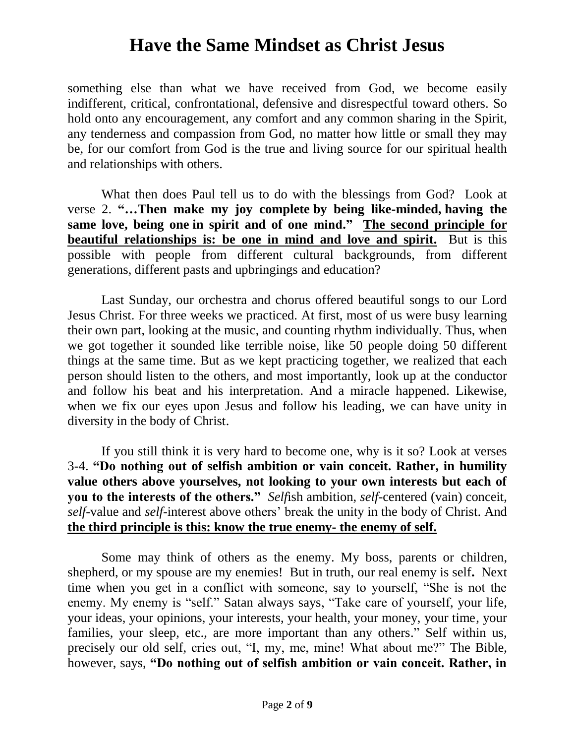something else than what we have received from God, we become easily indifferent, critical, confrontational, defensive and disrespectful toward others. So hold onto any encouragement, any comfort and any common sharing in the Spirit, any tenderness and compassion from God, no matter how little or small they may be, for our comfort from God is the true and living source for our spiritual health and relationships with others.

What then does Paul tell us to do with the blessings from God? Look at verse 2. **"…Then make my joy complete by being like-minded, having the same love, being one in spirit and of one mind."** **<u>The second principle for beautiful relationships is: be one in mind and love and spirit.</u>** But is this possible with people from different cultural backgrounds, from different generations, different pasts and upbringings and education?

Last Sunday, our orchestra and chorus offered beautiful songs to our Lord Jesus Christ. For three weeks we practiced. At first, most of us were busy learning their own part, looking at the music, and counting rhythm individually. Thus, when we got together it sounded like terrible noise, like 50 people doing 50 different things at the same time. But as we kept practicing together, we realized that each person should listen to the others, and most importantly, look up at the conductor and follow his beat and his interpretation. And a miracle happened. Likewise, when we fix our eyes upon Jesus and follow his leading, we can have unity in diversity in the body of Christ.

If you still think it is very hard to become one, why is it so? Look at verses 3-4. **"Do nothing out of selfish ambition or vain conceit. Rather, in humility value others above yourselves, not looking to your own interests but each of you to the interests of the others."** *Self*ish ambition, *self*-centered (vain) conceit, *self*-value and *self*-interest above others' break the unity in the body of Christ. And **<u>the third principle is this: know the true enemy- the enemy of self.</u>**

Some may think of others as the enemy. My boss, parents or children, shepherd, or my spouse are my enemies! But in truth, our real enemy is self**.** Next time when you get in a conflict with someone, say to yourself, "She is not the enemy. My enemy is "self." Satan always says, "Take care of yourself, your life, your ideas, your opinions, your interests, your health, your money, your time, your families, your sleep, etc., are more important than any others." Self within us, precisely our old self, cries out, "I, my, me, mine! What about me?" The Bible, however, says, **"Do nothing out of selfish ambition or vain conceit. Rather, in**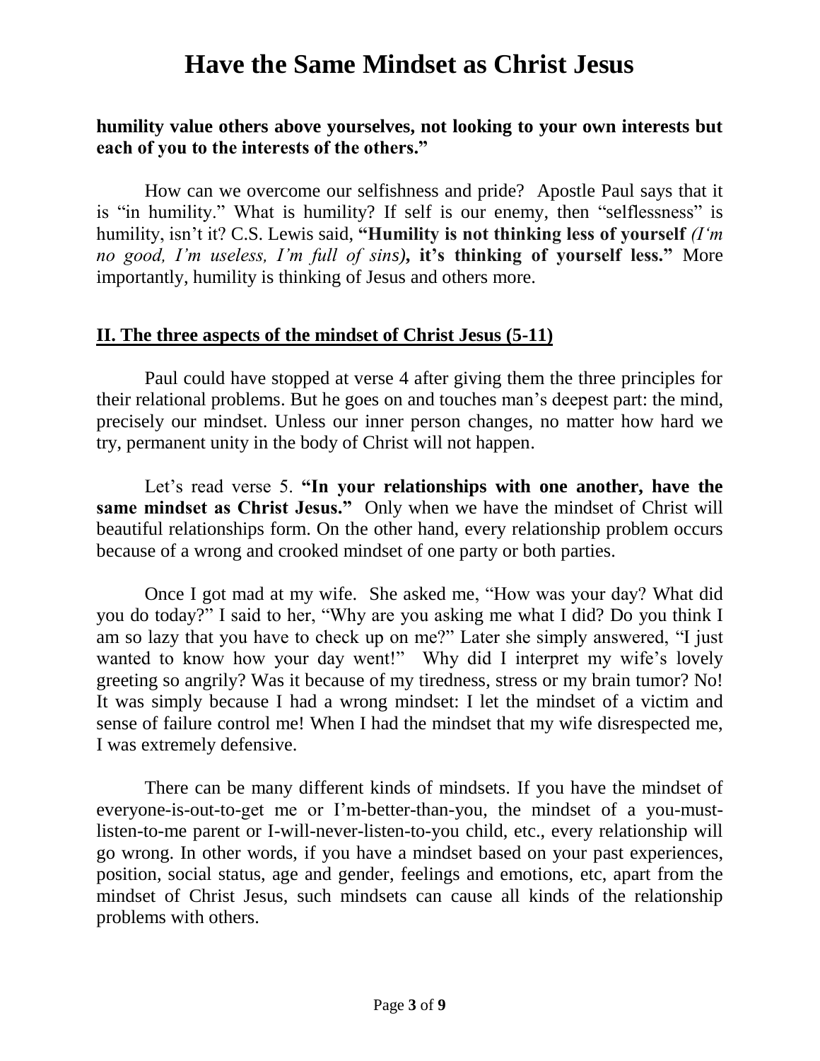**humility value others above yourselves, not looking to your own interests but each of you to the interests of the others."**

How can we overcome our selfishness and pride? Apostle Paul says that it is "in humility." What is humility? If self is our enemy, then "selflessness" is humility, isn't it? C.S. Lewis said, **"Humility is not thinking less of yourself** *(I'm no good, I'm useless, I'm full of sins)***, it's thinking of yourself less."** More importantly, humility is thinking of Jesus and others more.

## **II. The three aspects of the mindset of Christ Jesus (5-11)**

Paul could have stopped at verse 4 after giving them the three principles for their relational problems. But he goes on and touches man's deepest part: the mind, precisely our mindset. Unless our inner person changes, no matter how hard we try, permanent unity in the body of Christ will not happen.

Let's read verse 5. **"In your relationships with one another, have the same mindset as Christ Jesus."** Only when we have the mindset of Christ will beautiful relationships form. On the other hand, every relationship problem occurs because of a wrong and crooked mindset of one party or both parties.

Once I got mad at my wife. She asked me, "How was your day? What did you do today?" I said to her, "Why are you asking me what I did? Do you think I am so lazy that you have to check up on me?" Later she simply answered, "I just wanted to know how your day went!" Why did I interpret my wife's lovely greeting so angrily? Was it because of my tiredness, stress or my brain tumor? No! It was simply because I had a wrong mindset: I let the mindset of a victim and sense of failure control me! When I had the mindset that my wife disrespected me, I was extremely defensive.

There can be many different kinds of mindsets. If you have the mindset of everyone-is-out-to-get me or I'm-better-than-you, the mindset of a you-must-listen-to-me parent or I-will-never-listen-to-you child, etc., every relationship will go wrong. In other words, if you have a mindset based on your past experiences, position, social status, age and gender, feelings and emotions, etc, apart from the mindset of Christ Jesus, such mindsets can cause all kinds of the relationship problems with others.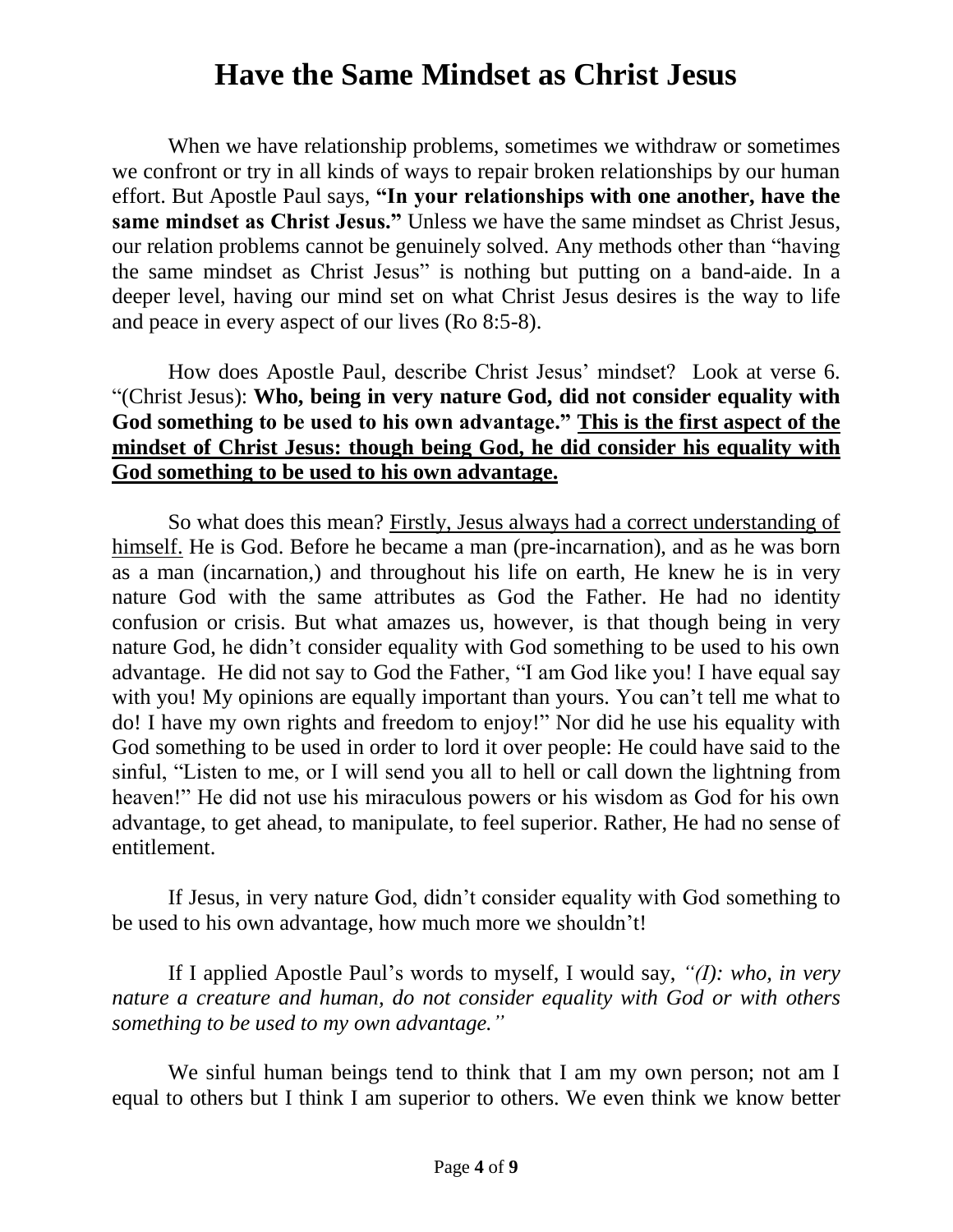# Have the Same Mindset as Christ Jesus

When we have relationship problems, sometimes we withdraw or sometimes we confront or try in all kinds of ways to repair broken relationships by our human effort. But Apostle Paul says, **"In your relationships with one another, have the same mindset as Christ Jesus."** Unless we have the same mindset as Christ Jesus, our relation problems cannot be genuinely solved. Any methods other than "having the same mindset as Christ Jesus" is nothing but putting on a band-aide. In a deeper level, having our mind set on what Christ Jesus desires is the way to life and peace in every aspect of our lives (Ro 8:5-8).

How does Apostle Paul, describe Christ Jesus' mindset? Look at verse 6. "(Christ Jesus): **Who, being in very nature God, did not consider equality with God something to be used to his own advantage."** <u>**This is the first aspect of the mindset of Christ Jesus: though being God, he did consider his equality with God something to be used to his own advantage.**</u>

So what does this mean? <u>Firstly, Jesus always had a correct understanding of himself.</u> He is God. Before he became a man (pre-incarnation), and as he was born as a man (incarnation,) and throughout his life on earth, He knew he is in very nature God with the same attributes as God the Father. He had no identity confusion or crisis. But what amazes us, however, is that though being in very nature God, he didn't consider equality with God something to be used to his own advantage. He did not say to God the Father, "I am God like you! I have equal say with you! My opinions are equally important than yours. You can't tell me what to do! I have my own rights and freedom to enjoy!" Nor did he use his equality with God something to be used in order to lord it over people: He could have said to the sinful, "Listen to me, or I will send you all to hell or call down the lightning from heaven!" He did not use his miraculous powers or his wisdom as God for his own advantage, to get ahead, to manipulate, to feel superior. Rather, He had no sense of entitlement.

If Jesus, in very nature God, didn't consider equality with God something to be used to his own advantage, how much more we shouldn't!

If I applied Apostle Paul's words to myself, I would say, *"(I): who, in very nature a creature and human, do not consider equality with God or with others something to be used to my own advantage."*

We sinful human beings tend to think that I am my own person; not am I equal to others but I think I am superior to others. We even think we know better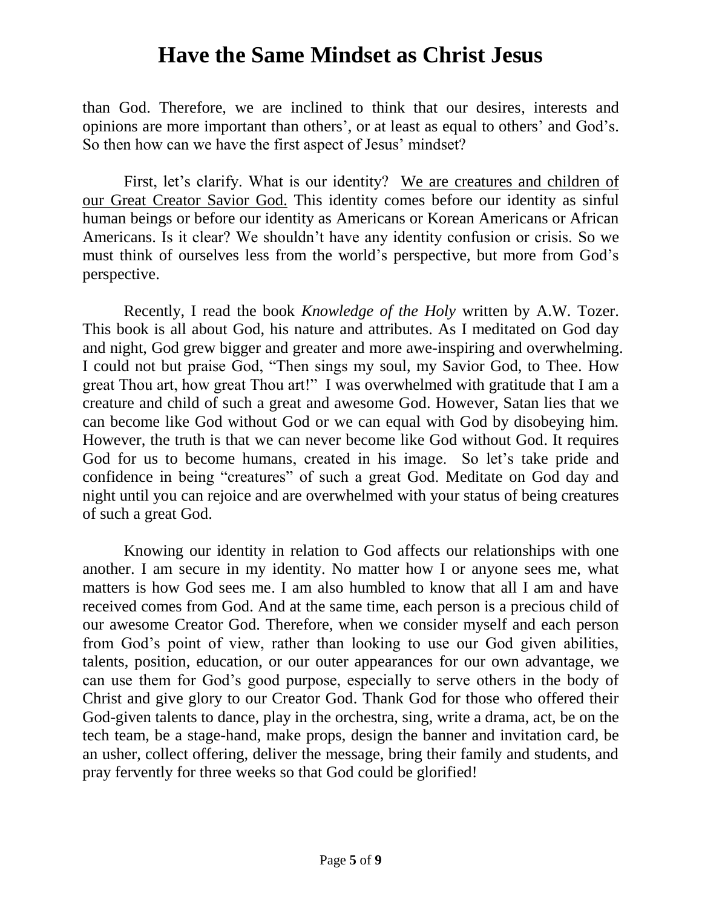than God. Therefore, we are inclined to think that our desires, interests and opinions are more important than others', or at least as equal to others' and God's. So then how can we have the first aspect of Jesus' mindset?

First, let's clarify. What is our identity? <u>We are creatures and children of our Great Creator Savior God.</u> This identity comes before our identity as sinful human beings or before our identity as Americans or Korean Americans or African Americans. Is it clear? We shouldn't have any identity confusion or crisis. So we must think of ourselves less from the world's perspective, but more from God's perspective.

Recently, I read the book *Knowledge of the Holy* written by A.W. Tozer. This book is all about God, his nature and attributes. As I meditated on God day and night, God grew bigger and greater and more awe-inspiring and overwhelming. I could not but praise God, "Then sings my soul, my Savior God, to Thee. How great Thou art, how great Thou art!" I was overwhelmed with gratitude that I am a creature and child of such a great and awesome God. However, Satan lies that we can become like God without God or we can equal with God by disobeying him. However, the truth is that we can never become like God without God. It requires God for us to become humans, created in his image. So let's take pride and confidence in being "creatures" of such a great God. Meditate on God day and night until you can rejoice and are overwhelmed with your status of being creatures of such a great God.

Knowing our identity in relation to God affects our relationships with one another. I am secure in my identity. No matter how I or anyone sees me, what matters is how God sees me. I am also humbled to know that all I am and have received comes from God. And at the same time, each person is a precious child of our awesome Creator God. Therefore, when we consider myself and each person from God's point of view, rather than looking to use our God given abilities, talents, position, education, or our outer appearances for our own advantage, we can use them for God's good purpose, especially to serve others in the body of Christ and give glory to our Creator God. Thank God for those who offered their God-given talents to dance, play in the orchestra, sing, write a drama, act, be on the tech team, be a stage-hand, make props, design the banner and invitation card, be an usher, collect offering, deliver the message, bring their family and students, and pray fervently for three weeks so that God could be glorified!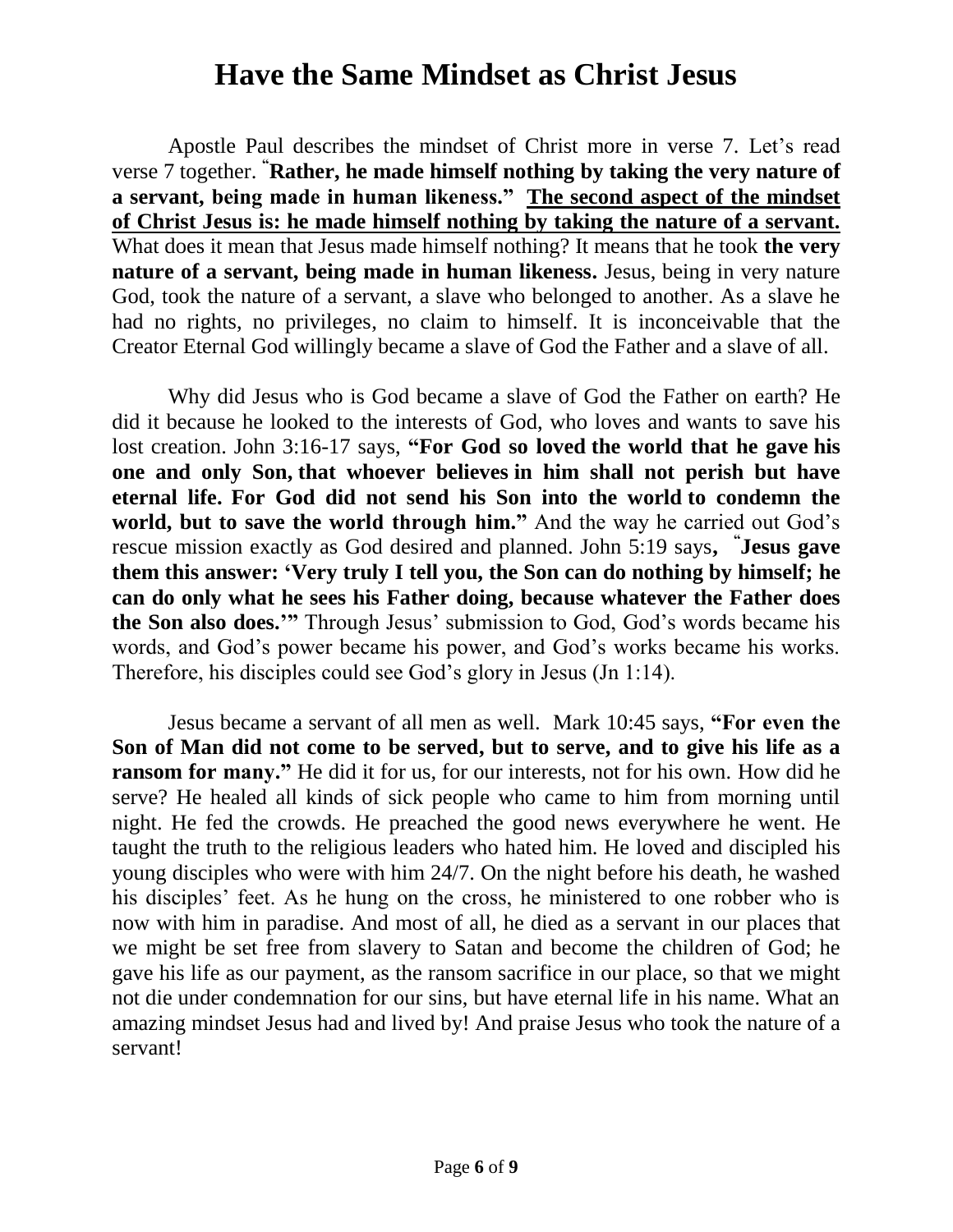# Have the Same Mindset as Christ Jesus

Apostle Paul describes the mindset of Christ more in verse 7. Let's read verse 7 together. "**Rather, he made himself nothing by taking the very nature of a servant, being made in human likeness." <u>The second aspect of the mindset of Christ Jesus is: he made himself nothing by taking the nature of a servant.</u>** What does it mean that Jesus made himself nothing? It means that he took **the very nature of a servant, being made in human likeness.** Jesus, being in very nature God, took the nature of a servant, a slave who belonged to another. As a slave he had no rights, no privileges, no claim to himself. It is inconceivable that the Creator Eternal God willingly became a slave of God the Father and a slave of all.

Why did Jesus who is God became a slave of God the Father on earth? He did it because he looked to the interests of God, who loves and wants to save his lost creation. John 3:16-17 says, **"For God so loved the world that he gave his one and only Son, that whoever believes in him shall not perish but have eternal life. For God did not send his Son into the world to condemn the world, but to save the world through him."** And the way he carried out God's rescue mission exactly as God desired and planned. John 5:19 says**,** "**Jesus gave them this answer: 'Very truly I tell you, the Son can do nothing by himself; he can do only what he sees his Father doing, because whatever the Father does the Son also does.'"** Through Jesus' submission to God, God's words became his words, and God's power became his power, and God's works became his works. Therefore, his disciples could see God's glory in Jesus (Jn 1:14).

Jesus became a servant of all men as well. Mark 10:45 says, **"For even the Son of Man did not come to be served, but to serve, and to give his life as a ransom for many."** He did it for us, for our interests, not for his own. How did he serve? He healed all kinds of sick people who came to him from morning until night. He fed the crowds. He preached the good news everywhere he went. He taught the truth to the religious leaders who hated him. He loved and discipled his young disciples who were with him 24/7. On the night before his death, he washed his disciples' feet. As he hung on the cross, he ministered to one robber who is now with him in paradise. And most of all, he died as a servant in our places that we might be set free from slavery to Satan and become the children of God; he gave his life as our payment, as the ransom sacrifice in our place, so that we might not die under condemnation for our sins, but have eternal life in his name. What an amazing mindset Jesus had and lived by! And praise Jesus who took the nature of a servant!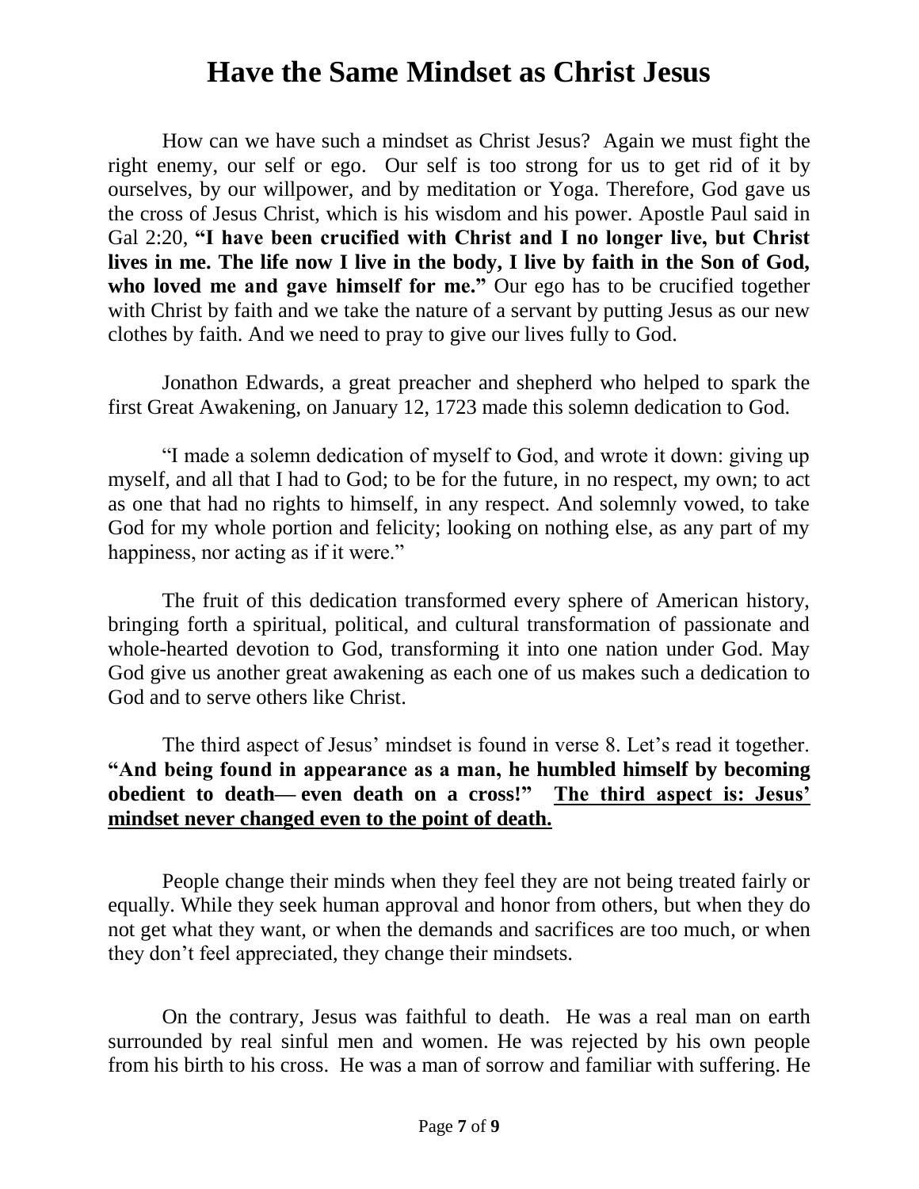# Have the Same Mindset as Christ Jesus

How can we have such a mindset as Christ Jesus? Again we must fight the right enemy, our self or ego. Our self is too strong for us to get rid of it by ourselves, by our willpower, and by meditation or Yoga. Therefore, God gave us the cross of Jesus Christ, which is his wisdom and his power. Apostle Paul said in Gal 2:20, **"I have been crucified with Christ and I no longer live, but Christ lives in me. The life now I live in the body, I live by faith in the Son of God, who loved me and gave himself for me."** Our ego has to be crucified together with Christ by faith and we take the nature of a servant by putting Jesus as our new clothes by faith. And we need to pray to give our lives fully to God.

Jonathon Edwards, a great preacher and shepherd who helped to spark the first Great Awakening, on January 12, 1723 made this solemn dedication to God.

"I made a solemn dedication of myself to God, and wrote it down: giving up myself, and all that I had to God; to be for the future, in no respect, my own; to act as one that had no rights to himself, in any respect. And solemnly vowed, to take God for my whole portion and felicity; looking on nothing else, as any part of my happiness, nor acting as if it were."

The fruit of this dedication transformed every sphere of American history, bringing forth a spiritual, political, and cultural transformation of passionate and whole-hearted devotion to God, transforming it into one nation under God. May God give us another great awakening as each one of us makes such a dedication to God and to serve others like Christ.

The third aspect of Jesus' mindset is found in verse 8. Let's read it together. **"And being found in appearance as a man, he humbled himself by becoming obedient to death— even death on a cross!"** <u>**The third aspect is: Jesus' mindset never changed even to the point of death.**</u>

People change their minds when they feel they are not being treated fairly or equally. While they seek human approval and honor from others, but when they do not get what they want, or when the demands and sacrifices are too much, or when they don't feel appreciated, they change their mindsets.

On the contrary, Jesus was faithful to death. He was a real man on earth surrounded by real sinful men and women. He was rejected by his own people from his birth to his cross. He was a man of sorrow and familiar with suffering. He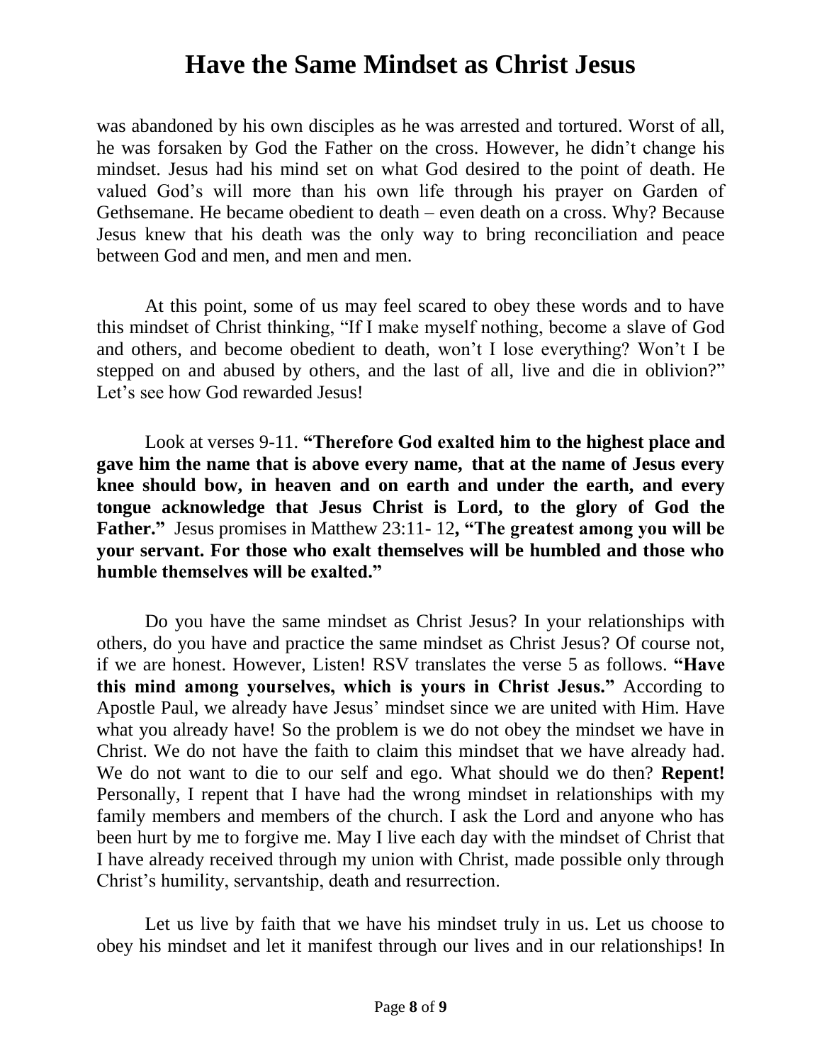was abandoned by his own disciples as he was arrested and tortured. Worst of all, he was forsaken by God the Father on the cross. However, he didn't change his mindset. Jesus had his mind set on what God desired to the point of death. He valued God's will more than his own life through his prayer on Garden of Gethsemane. He became obedient to death – even death on a cross. Why? Because Jesus knew that his death was the only way to bring reconciliation and peace between God and men, and men and men.

At this point, some of us may feel scared to obey these words and to have this mindset of Christ thinking, "If I make myself nothing, become a slave of God and others, and become obedient to death, won't I lose everything? Won't I be stepped on and abused by others, and the last of all, live and die in oblivion?" Let's see how God rewarded Jesus!

Look at verses 9-11. **"Therefore God exalted him to the highest place and gave him the name that is above every name, that at the name of Jesus every knee should bow, in heaven and on earth and under the earth, and every tongue acknowledge that Jesus Christ is Lord, to the glory of God the Father."** Jesus promises in Matthew 23:11- 12**, "The greatest among you will be your servant. For those who exalt themselves will be humbled and those who humble themselves will be exalted."**

Do you have the same mindset as Christ Jesus? In your relationships with others, do you have and practice the same mindset as Christ Jesus? Of course not, if we are honest. However, Listen! RSV translates the verse 5 as follows. **"Have this mind among yourselves, which is yours in Christ Jesus."** According to Apostle Paul, we already have Jesus' mindset since we are united with Him. Have what you already have! So the problem is we do not obey the mindset we have in Christ. We do not have the faith to claim this mindset that we have already had. We do not want to die to our self and ego. What should we do then? **Repent!** Personally, I repent that I have had the wrong mindset in relationships with my family members and members of the church. I ask the Lord and anyone who has been hurt by me to forgive me. May I live each day with the mindset of Christ that I have already received through my union with Christ, made possible only through Christ's humility, servantship, death and resurrection.

Let us live by faith that we have his mindset truly in us. Let us choose to obey his mindset and let it manifest through our lives and in our relationships! In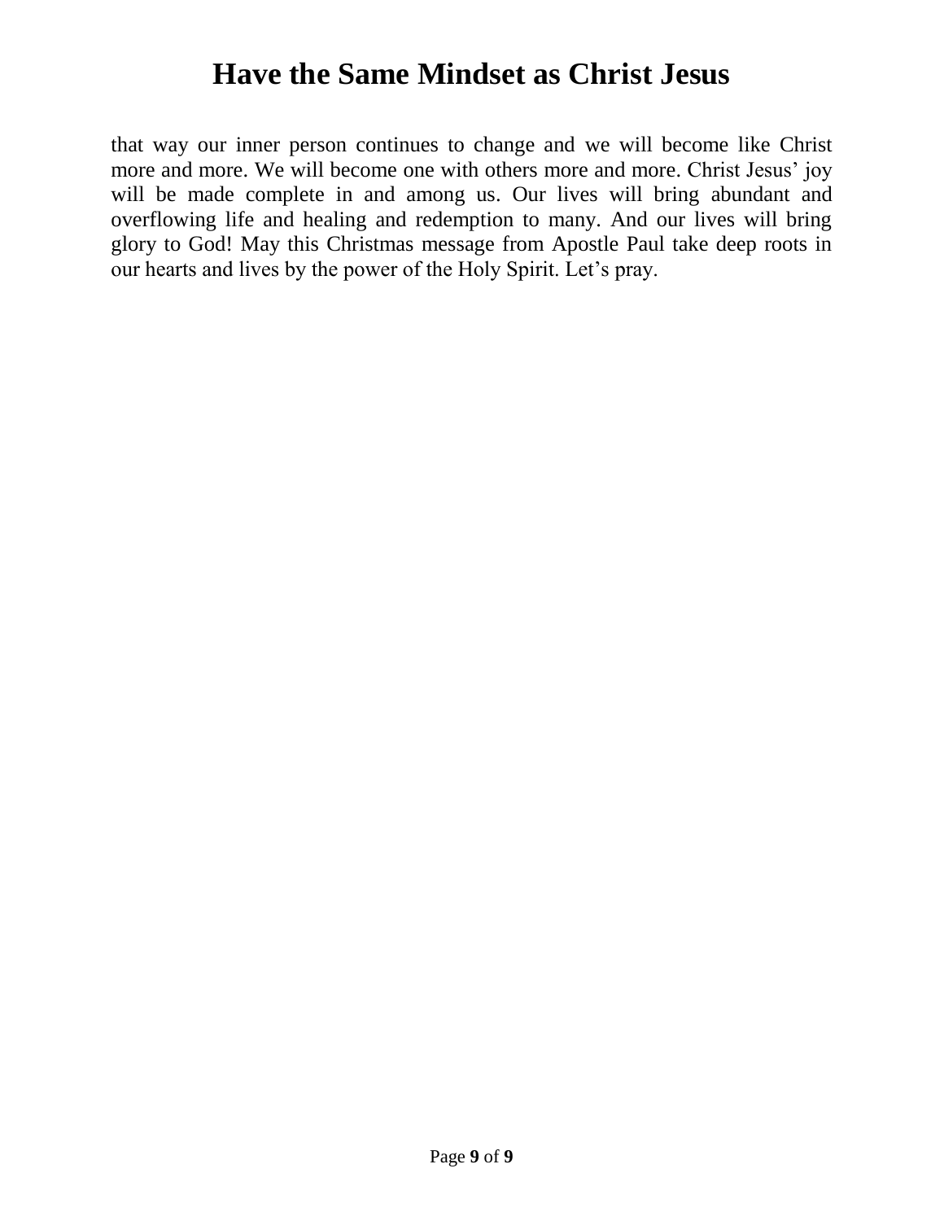that way our inner person continues to change and we will become like Christ more and more. We will become one with others more and more. Christ Jesus' joy will be made complete in and among us. Our lives will bring abundant and overflowing life and healing and redemption to many. And our lives will bring glory to God! May this Christmas message from Apostle Paul take deep roots in our hearts and lives by the power of the Holy Spirit. Let's pray.